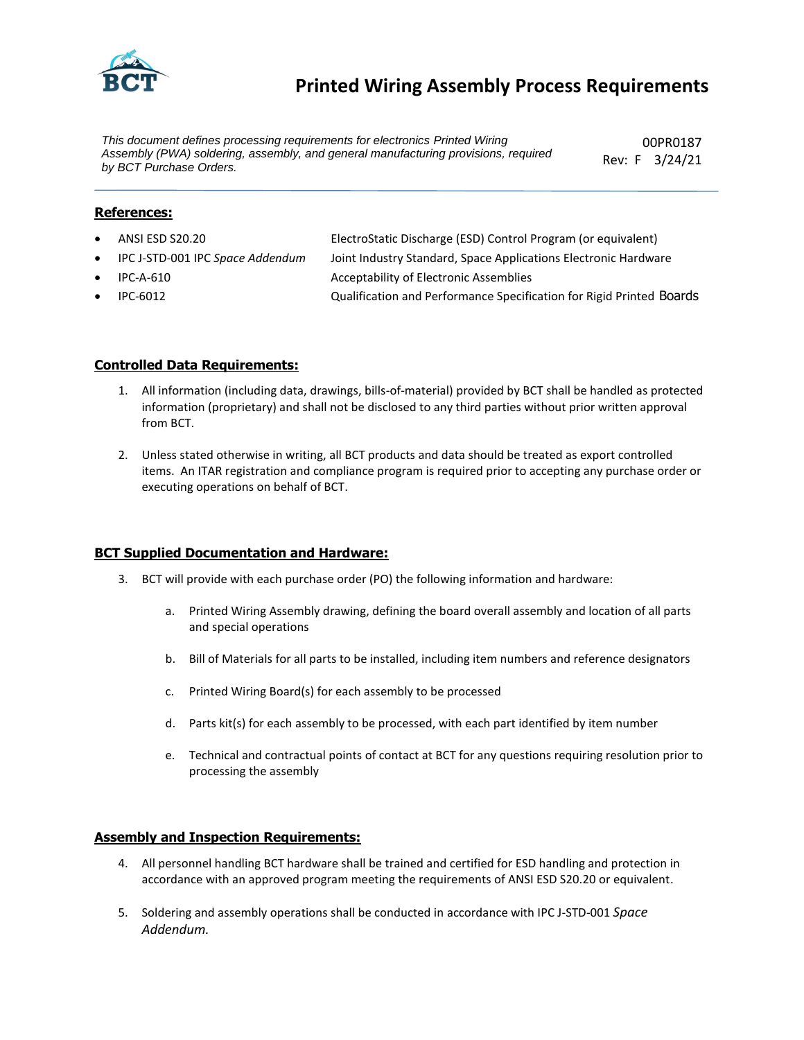# Printed Wiring Assembly Process Requirements

*This document defines processing requirements for electronics Printed Wiring Assembly (PWA) soldering, assembly, and general manufacturing provisions, required by BCT Purchase Orders.*

00PR0187
Rev: F 3/24/21

## References:

- ANSI ESD S20.20 — ElectroStatic Discharge (ESD) Control Program (or equivalent)
- IPC J-STD-001 IPC *Space Addendum* — Joint Industry Standard, Space Applications Electronic Hardware
- IPC-A-610 — Acceptability of Electronic Assemblies
- IPC-6012 — Qualification and Performance Specification for Rigid Printed Boards

## Controlled Data Requirements:

1. All information (including data, drawings, bills-of-material) provided by BCT shall be handled as protected information (proprietary) and shall not be disclosed to any third parties without prior written approval from BCT.

2. Unless stated otherwise in writing, all BCT products and data should be treated as export controlled items. An ITAR registration and compliance program is required prior to accepting any purchase order or executing operations on behalf of BCT.

## BCT Supplied Documentation and Hardware:

3. BCT will provide with each purchase order (PO) the following information and hardware:

    a. Printed Wiring Assembly drawing, defining the board overall assembly and location of all parts and special operations

    b. Bill of Materials for all parts to be installed, including item numbers and reference designators

    c. Printed Wiring Board(s) for each assembly to be processed

    d. Parts kit(s) for each assembly to be processed, with each part identified by item number

    e. Technical and contractual points of contact at BCT for any questions requiring resolution prior to processing the assembly

## Assembly and Inspection Requirements:

4. All personnel handling BCT hardware shall be trained and certified for ESD handling and protection in accordance with an approved program meeting the requirements of ANSI ESD S20.20 or equivalent.

5. Soldering and assembly operations shall be conducted in accordance with IPC J-STD-001 *Space Addendum.*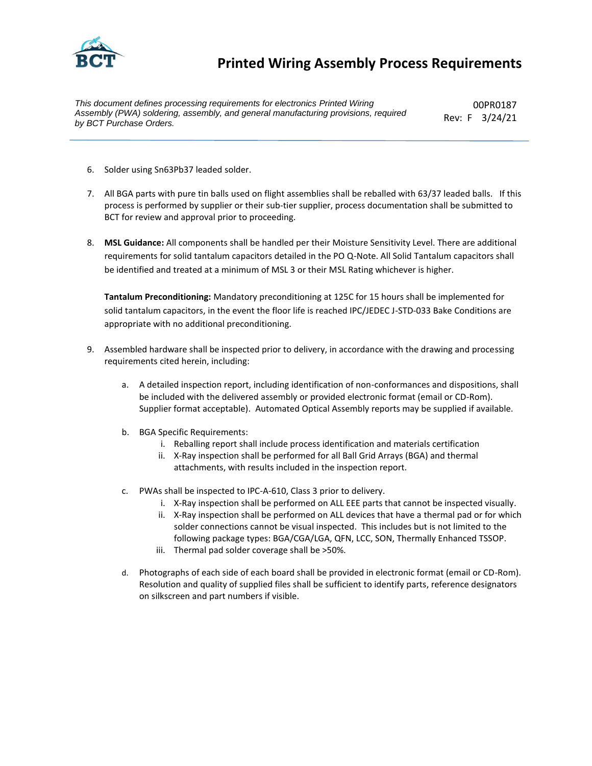6. Solder using Sn63Pb37 leaded solder.

7. All BGA parts with pure tin balls used on flight assemblies shall be reballed with 63/37 leaded balls. If this process is performed by supplier or their sub-tier supplier, process documentation shall be submitted to BCT for review and approval prior to proceeding.

8. **MSL Guidance:** All components shall be handled per their Moisture Sensitivity Level. There are additional requirements for solid tantalum capacitors detailed in the PO Q-Note. All Solid Tantalum capacitors shall be identified and treated at a minimum of MSL 3 or their MSL Rating whichever is higher.

   **Tantalum Preconditioning:** Mandatory preconditioning at 125C for 15 hours shall be implemented for solid tantalum capacitors, in the event the floor life is reached IPC/JEDEC J-STD-033 Bake Conditions are appropriate with no additional preconditioning.

9. Assembled hardware shall be inspected prior to delivery, in accordance with the drawing and processing requirements cited herein, including:

   a. A detailed inspection report, including identification of non-conformances and dispositions, shall be included with the delivered assembly or provided electronic format (email or CD-Rom). Supplier format acceptable). Automated Optical Assembly reports may be supplied if available.

   b. BGA Specific Requirements:
      i. Reballing report shall include process identification and materials certification
      ii. X-Ray inspection shall be performed for all Ball Grid Arrays (BGA) and thermal attachments, with results included in the inspection report.

   c. PWAs shall be inspected to IPC-A-610, Class 3 prior to delivery.
      i. X-Ray inspection shall be performed on ALL EEE parts that cannot be inspected visually.
      ii. X-Ray inspection shall be performed on ALL devices that have a thermal pad or for which solder connections cannot be visual inspected. This includes but is not limited to the following package types: BGA/CGA/LGA, QFN, LCC, SON, Thermally Enhanced TSSOP.
      iii. Thermal pad solder coverage shall be >50%.

   d. Photographs of each side of each board shall be provided in electronic format (email or CD-Rom). Resolution and quality of supplied files shall be sufficient to identify parts, reference designators on silkscreen and part numbers if visible.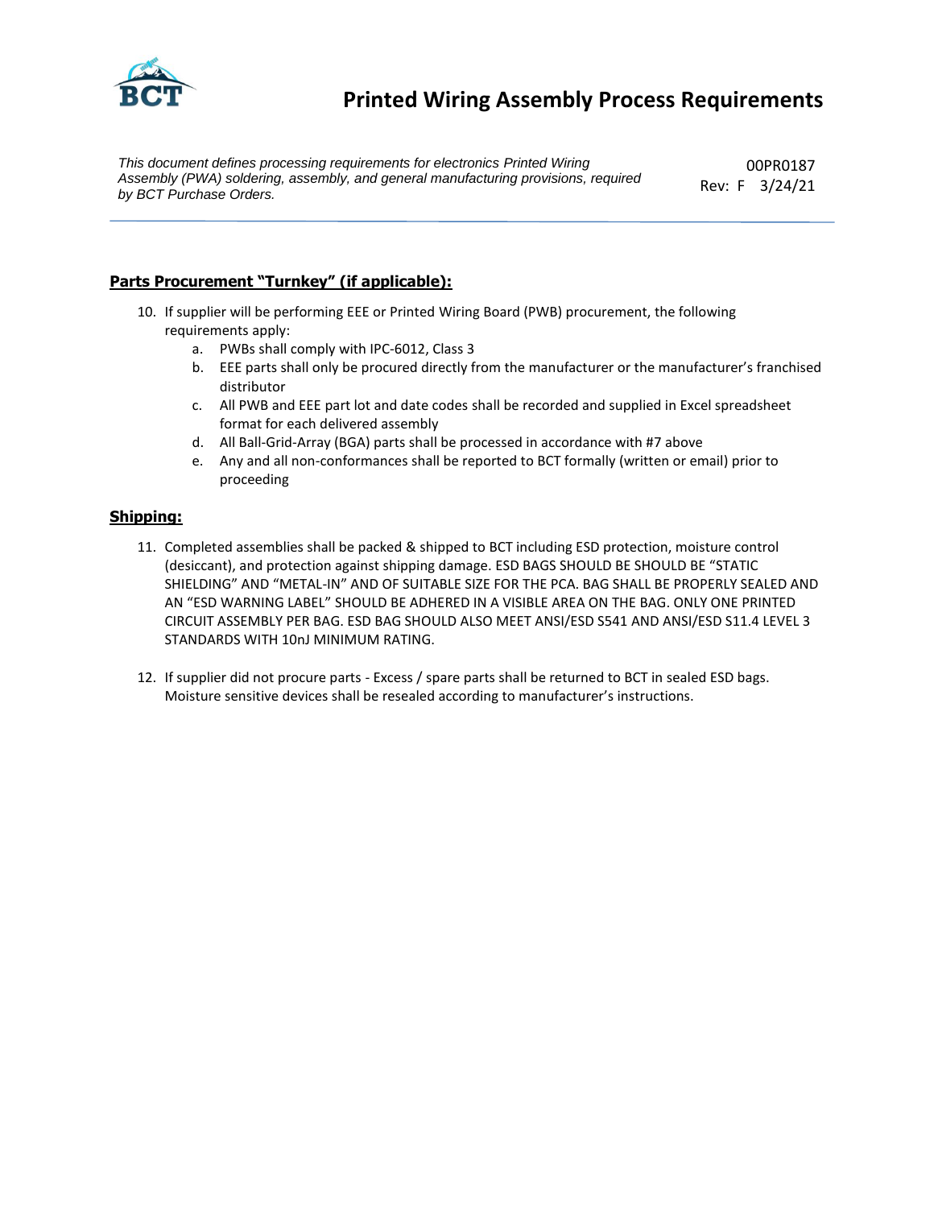## Parts Procurement "Turnkey" (if applicable):

10. If supplier will be performing EEE or Printed Wiring Board (PWB) procurement, the following requirements apply:
    a. PWBs shall comply with IPC-6012, Class 3
    b. EEE parts shall only be procured directly from the manufacturer or the manufacturer's franchised distributor
    c. All PWB and EEE part lot and date codes shall be recorded and supplied in Excel spreadsheet format for each delivered assembly
    d. All Ball-Grid-Array (BGA) parts shall be processed in accordance with #7 above
    e. Any and all non-conformances shall be reported to BCT formally (written or email) prior to proceeding

## Shipping:

11. Completed assemblies shall be packed & shipped to BCT including ESD protection, moisture control (desiccant), and protection against shipping damage. ESD BAGS SHOULD BE SHOULD BE "STATIC SHIELDING" AND "METAL-IN" AND OF SUITABLE SIZE FOR THE PCA. BAG SHALL BE PROPERLY SEALED AND AN "ESD WARNING LABEL" SHOULD BE ADHERED IN A VISIBLE AREA ON THE BAG. ONLY ONE PRINTED CIRCUIT ASSEMBLY PER BAG. ESD BAG SHOULD ALSO MEET ANSI/ESD S541 AND ANSI/ESD S11.4 LEVEL 3 STANDARDS WITH 10nJ MINIMUM RATING.

12. If supplier did not procure parts - Excess / spare parts shall be returned to BCT in sealed ESD bags. Moisture sensitive devices shall be resealed according to manufacturer's instructions.